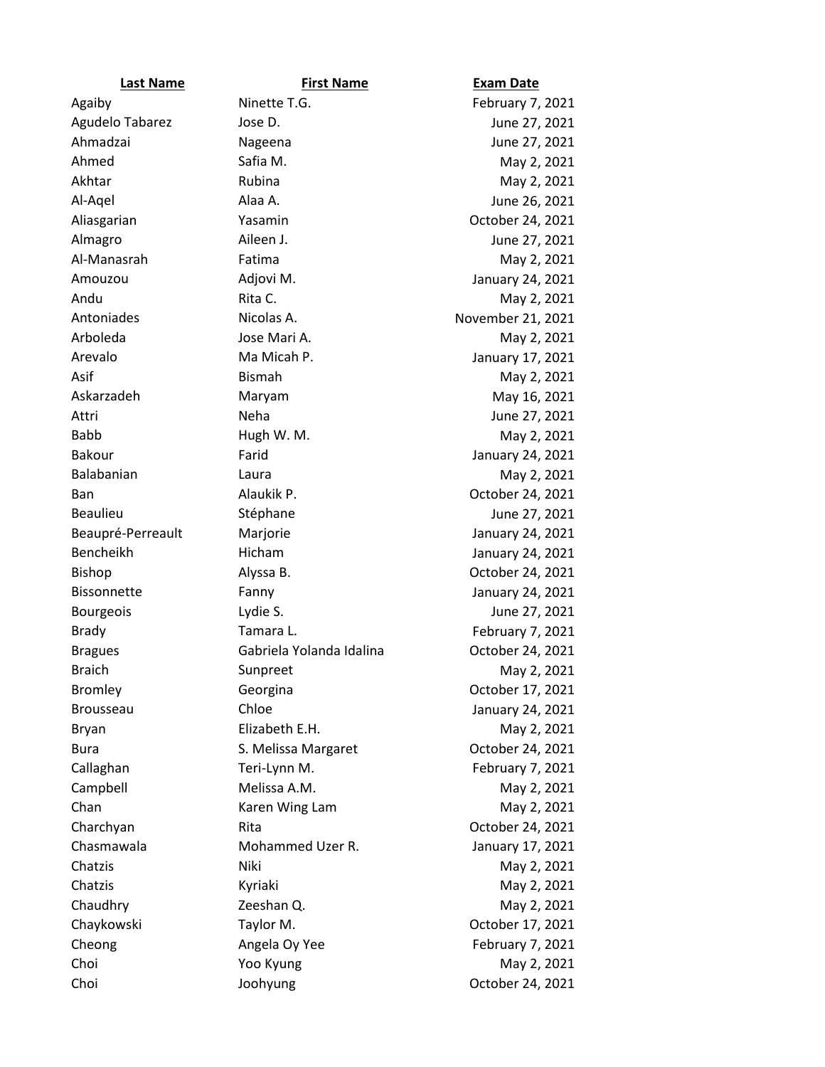| Last Name | First Name | Exam Date |
| --- | --- | --- |
| Agaiby | Ninette T.G. | February 7, 2021 |
| Agudelo Tabarez | Jose D. | June 27, 2021 |
| Ahmadzai | Nageena | June 27, 2021 |
| Ahmed | Safia M. | May 2, 2021 |
| Akhtar | Rubina | May 2, 2021 |
| Al-Aqel | Alaa A. | June 26, 2021 |
| Aliasgarian | Yasamin | October 24, 2021 |
| Almagro | Aileen J. | June 27, 2021 |
| Al-Manasrah | Fatima | May 2, 2021 |
| Amouzou | Adjovi M. | January 24, 2021 |
| Andu | Rita C. | May 2, 2021 |
| Antoniades | Nicolas A. | November 21, 2021 |
| Arboleda | Jose Mari A. | May 2, 2021 |
| Arevalo | Ma Micah P. | January 17, 2021 |
| Asif | Bismah | May 2, 2021 |
| Askarzadeh | Maryam | May 16, 2021 |
| Attri | Neha | June 27, 2021 |
| Babb | Hugh W. M. | May 2, 2021 |
| Bakour | Farid | January 24, 2021 |
| Balabanian | Laura | May 2, 2021 |
| Ban | Alaukik P. | October 24, 2021 |
| Beaulieu | Stéphane | June 27, 2021 |
| Beaupré-Perreault | Marjorie | January 24, 2021 |
| Bencheikh | Hicham | January 24, 2021 |
| Bishop | Alyssa B. | October 24, 2021 |
| Bissonnette | Fanny | January 24, 2021 |
| Bourgeois | Lydie S. | June 27, 2021 |
| Brady | Tamara L. | February 7, 2021 |
| Bragues | Gabriela Yolanda Idalina | October 24, 2021 |
| Braich | Sunpreet | May 2, 2021 |
| Bromley | Georgina | October 17, 2021 |
| Brousseau | Chloe | January 24, 2021 |
| Bryan | Elizabeth E.H. | May 2, 2021 |
| Bura | S. Melissa Margaret | October 24, 2021 |
| Callaghan | Teri-Lynn M. | February 7, 2021 |
| Campbell | Melissa A.M. | May 2, 2021 |
| Chan | Karen Wing Lam | May 2, 2021 |
| Charchyan | Rita | October 24, 2021 |
| Chasmawala | Mohammed Uzer R. | January 17, 2021 |
| Chatzis | Niki | May 2, 2021 |
| Chatzis | Kyriaki | May 2, 2021 |
| Chaudhry | Zeeshan Q. | May 2, 2021 |
| Chaykowski | Taylor M. | October 17, 2021 |
| Cheong | Angela Oy Yee | February 7, 2021 |
| Choi | Yoo Kyung | May 2, 2021 |
| Choi | Joohyung | October 24, 2021 |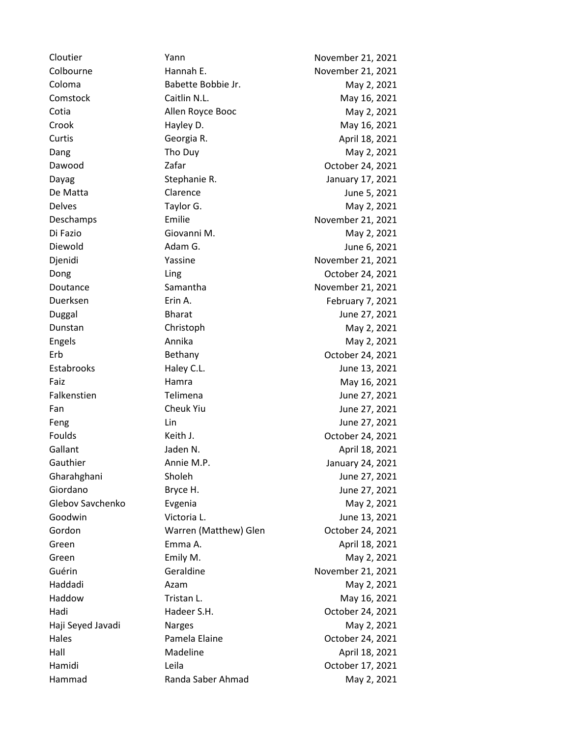| | | |
|---|---|---|
| Cloutier | Yann | November 21, 2021 |
| Colbourne | Hannah E. | November 21, 2021 |
| Coloma | Babette Bobbie Jr. | May 2, 2021 |
| Comstock | Caitlin N.L. | May 16, 2021 |
| Cotia | Allen Royce Booc | May 2, 2021 |
| Crook | Hayley D. | May 16, 2021 |
| Curtis | Georgia R. | April 18, 2021 |
| Dang | Tho Duy | May 2, 2021 |
| Dawood | Zafar | October 24, 2021 |
| Dayag | Stephanie R. | January 17, 2021 |
| De Matta | Clarence | June 5, 2021 |
| Delves | Taylor G. | May 2, 2021 |
| Deschamps | Emilie | November 21, 2021 |
| Di Fazio | Giovanni M. | May 2, 2021 |
| Diewold | Adam G. | June 6, 2021 |
| Djenidi | Yassine | November 21, 2021 |
| Dong | Ling | October 24, 2021 |
| Doutance | Samantha | November 21, 2021 |
| Duerksen | Erin A. | February 7, 2021 |
| Duggal | Bharat | June 27, 2021 |
| Dunstan | Christoph | May 2, 2021 |
| Engels | Annika | May 2, 2021 |
| Erb | Bethany | October 24, 2021 |
| Estabrooks | Haley C.L. | June 13, 2021 |
| Faiz | Hamra | May 16, 2021 |
| Falkenstien | Telimena | June 27, 2021 |
| Fan | Cheuk Yiu | June 27, 2021 |
| Feng | Lin | June 27, 2021 |
| Foulds | Keith J. | October 24, 2021 |
| Gallant | Jaden N. | April 18, 2021 |
| Gauthier | Annie M.P. | January 24, 2021 |
| Gharahghani | Sholeh | June 27, 2021 |
| Giordano | Bryce H. | June 27, 2021 |
| Glebov Savchenko | Evgenia | May 2, 2021 |
| Goodwin | Victoria L. | June 13, 2021 |
| Gordon | Warren (Matthew) Glen | October 24, 2021 |
| Green | Emma A. | April 18, 2021 |
| Green | Emily M. | May 2, 2021 |
| Guérin | Geraldine | November 21, 2021 |
| Haddadi | Azam | May 2, 2021 |
| Haddow | Tristan L. | May 16, 2021 |
| Hadi | Hadeer S.H. | October 24, 2021 |
| Haji Seyed Javadi | Narges | May 2, 2021 |
| Hales | Pamela Elaine | October 24, 2021 |
| Hall | Madeline | April 18, 2021 |
| Hamidi | Leila | October 17, 2021 |
| Hammad | Randa Saber Ahmad | May 2, 2021 |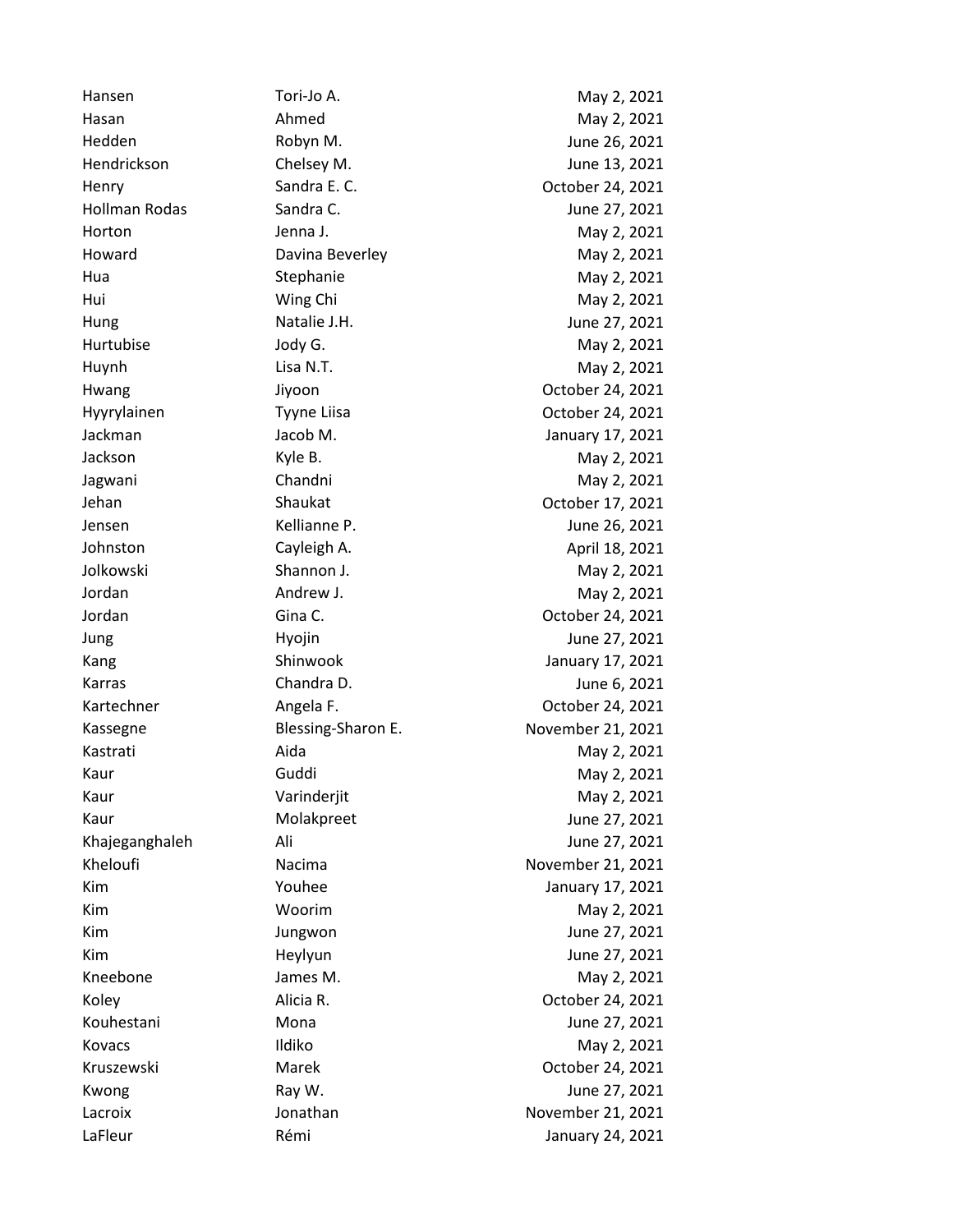| Hansen | Tori-Jo A. | May 2, 2021 |
|---|---|---|
| Hasan | Ahmed | May 2, 2021 |
| Hedden | Robyn M. | June 26, 2021 |
| Hendrickson | Chelsey M. | June 13, 2021 |
| Henry | Sandra E. C. | October 24, 2021 |
| Hollman Rodas | Sandra C. | June 27, 2021 |
| Horton | Jenna J. | May 2, 2021 |
| Howard | Davina Beverley | May 2, 2021 |
| Hua | Stephanie | May 2, 2021 |
| Hui | Wing Chi | May 2, 2021 |
| Hung | Natalie J.H. | June 27, 2021 |
| Hurtubise | Jody G. | May 2, 2021 |
| Huynh | Lisa N.T. | May 2, 2021 |
| Hwang | Jiyoon | October 24, 2021 |
| Hyyrylainen | Tyyne Liisa | October 24, 2021 |
| Jackman | Jacob M. | January 17, 2021 |
| Jackson | Kyle B. | May 2, 2021 |
| Jagwani | Chandni | May 2, 2021 |
| Jehan | Shaukat | October 17, 2021 |
| Jensen | Kellianne P. | June 26, 2021 |
| Johnston | Cayleigh A. | April 18, 2021 |
| Jolkowski | Shannon J. | May 2, 2021 |
| Jordan | Andrew J. | May 2, 2021 |
| Jordan | Gina C. | October 24, 2021 |
| Jung | Hyojin | June 27, 2021 |
| Kang | Shinwook | January 17, 2021 |
| Karras | Chandra D. | June 6, 2021 |
| Kartechner | Angela F. | October 24, 2021 |
| Kassegne | Blessing-Sharon E. | November 21, 2021 |
| Kastrati | Aida | May 2, 2021 |
| Kaur | Guddi | May 2, 2021 |
| Kaur | Varinderjit | May 2, 2021 |
| Kaur | Molakpreet | June 27, 2021 |
| Khajeganghaleh | Ali | June 27, 2021 |
| Kheloufi | Nacima | November 21, 2021 |
| Kim | Youhee | January 17, 2021 |
| Kim | Woorim | May 2, 2021 |
| Kim | Jungwon | June 27, 2021 |
| Kim | Heylyun | June 27, 2021 |
| Kneebone | James M. | May 2, 2021 |
| Koley | Alicia R. | October 24, 2021 |
| Kouhestani | Mona | June 27, 2021 |
| Kovacs | Ildiko | May 2, 2021 |
| Kruszewski | Marek | October 24, 2021 |
| Kwong | Ray W. | June 27, 2021 |
| Lacroix | Jonathan | November 21, 2021 |
| LaFleur | Rémi | January 24, 2021 |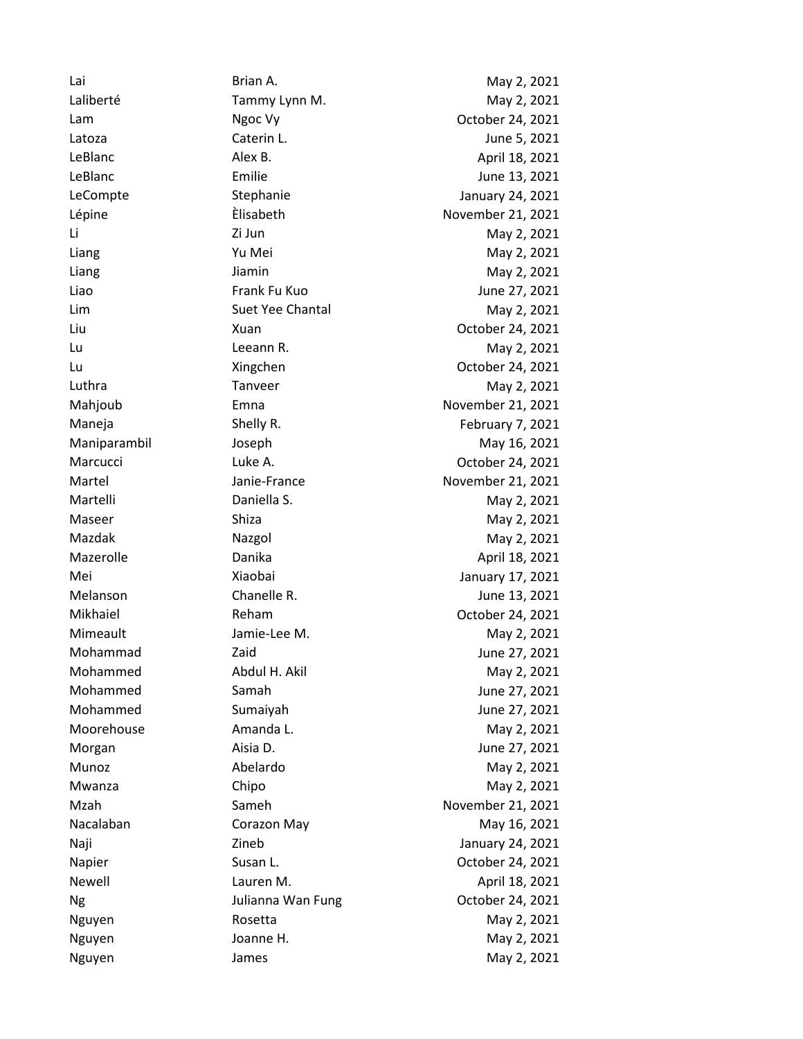| | | |
|---|---|---|
| Lai | Brian A. | May 2, 2021 |
| Laliberté | Tammy Lynn M. | May 2, 2021 |
| Lam | Ngoc Vy | October 24, 2021 |
| Latoza | Caterin L. | June 5, 2021 |
| LeBlanc | Alex B. | April 18, 2021 |
| LeBlanc | Emilie | June 13, 2021 |
| LeCompte | Stephanie | January 24, 2021 |
| Lépine | Èlisabeth | November 21, 2021 |
| Li | Zi Jun | May 2, 2021 |
| Liang | Yu Mei | May 2, 2021 |
| Liang | Jiamin | May 2, 2021 |
| Liao | Frank Fu Kuo | June 27, 2021 |
| Lim | Suet Yee Chantal | May 2, 2021 |
| Liu | Xuan | October 24, 2021 |
| Lu | Leeann R. | May 2, 2021 |
| Lu | Xingchen | October 24, 2021 |
| Luthra | Tanveer | May 2, 2021 |
| Mahjoub | Emna | November 21, 2021 |
| Maneja | Shelly R. | February 7, 2021 |
| Maniparambil | Joseph | May 16, 2021 |
| Marcucci | Luke A. | October 24, 2021 |
| Martel | Janie-France | November 21, 2021 |
| Martelli | Daniella S. | May 2, 2021 |
| Maseer | Shiza | May 2, 2021 |
| Mazdak | Nazgol | May 2, 2021 |
| Mazerolle | Danika | April 18, 2021 |
| Mei | Xiaobai | January 17, 2021 |
| Melanson | Chanelle R. | June 13, 2021 |
| Mikhaiel | Reham | October 24, 2021 |
| Mimeault | Jamie-Lee M. | May 2, 2021 |
| Mohammad | Zaid | June 27, 2021 |
| Mohammed | Abdul H. Akil | May 2, 2021 |
| Mohammed | Samah | June 27, 2021 |
| Mohammed | Sumaiyah | June 27, 2021 |
| Moorehouse | Amanda L. | May 2, 2021 |
| Morgan | Aisia D. | June 27, 2021 |
| Munoz | Abelardo | May 2, 2021 |
| Mwanza | Chipo | May 2, 2021 |
| Mzah | Sameh | November 21, 2021 |
| Nacalaban | Corazon May | May 16, 2021 |
| Naji | Zineb | January 24, 2021 |
| Napier | Susan L. | October 24, 2021 |
| Newell | Lauren M. | April 18, 2021 |
| Ng | Julianna Wan Fung | October 24, 2021 |
| Nguyen | Rosetta | May 2, 2021 |
| Nguyen | Joanne H. | May 2, 2021 |
| Nguyen | James | May 2, 2021 |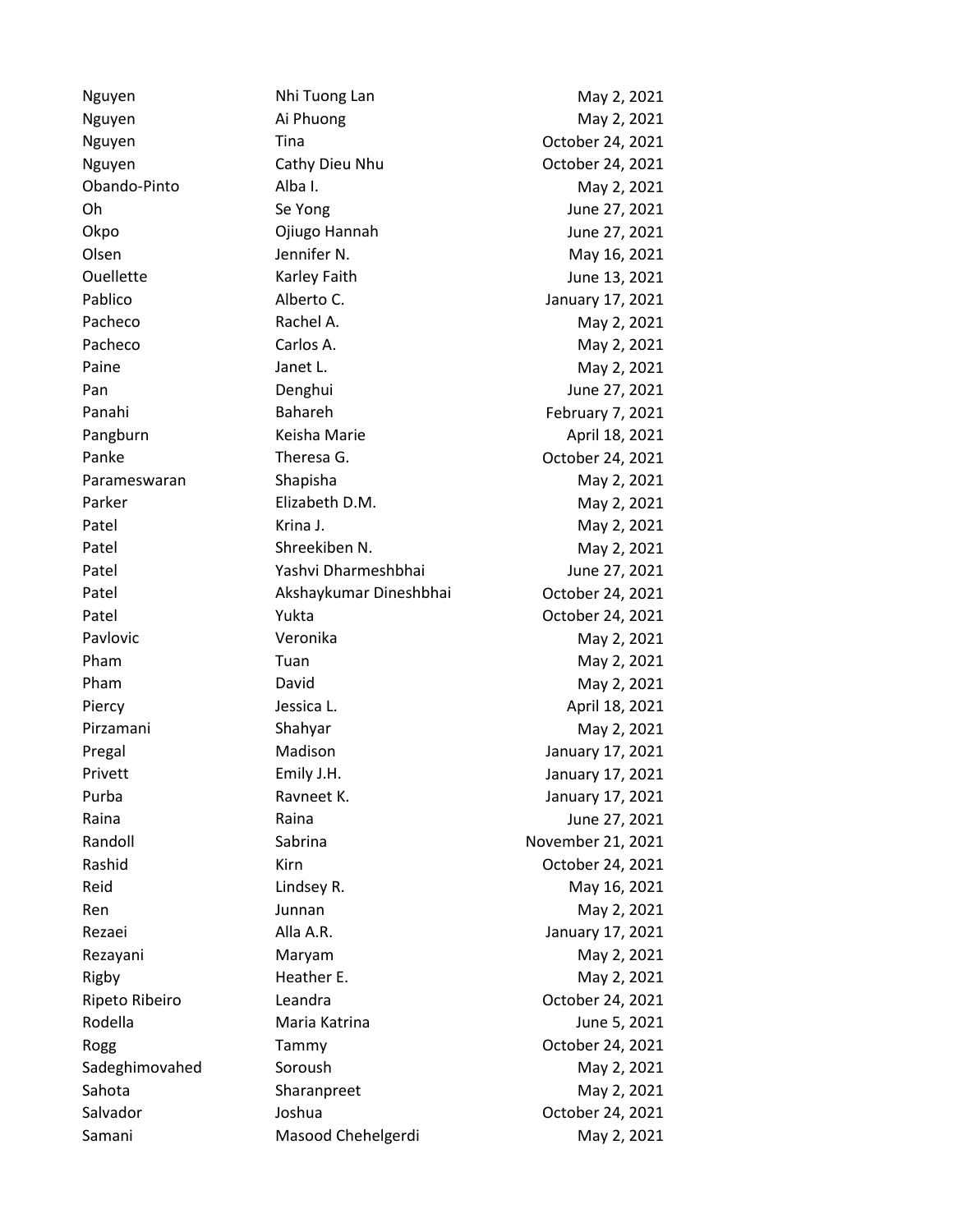| | | |
|---|---|---|
| Nguyen | Nhi Tuong Lan | May 2, 2021 |
| Nguyen | Ai Phuong | May 2, 2021 |
| Nguyen | Tina | October 24, 2021 |
| Nguyen | Cathy Dieu Nhu | October 24, 2021 |
| Obando-Pinto | Alba I. | May 2, 2021 |
| Oh | Se Yong | June 27, 2021 |
| Okpo | Ojiugo Hannah | June 27, 2021 |
| Olsen | Jennifer N. | May 16, 2021 |
| Ouellette | Karley Faith | June 13, 2021 |
| Pablico | Alberto C. | January 17, 2021 |
| Pacheco | Rachel A. | May 2, 2021 |
| Pacheco | Carlos A. | May 2, 2021 |
| Paine | Janet L. | May 2, 2021 |
| Pan | Denghui | June 27, 2021 |
| Panahi | Bahareh | February 7, 2021 |
| Pangburn | Keisha Marie | April 18, 2021 |
| Panke | Theresa G. | October 24, 2021 |
| Parameswaran | Shapisha | May 2, 2021 |
| Parker | Elizabeth D.M. | May 2, 2021 |
| Patel | Krina J. | May 2, 2021 |
| Patel | Shreekiben N. | May 2, 2021 |
| Patel | Yashvi Dharmeshbhai | June 27, 2021 |
| Patel | Akshaykumar Dineshbhai | October 24, 2021 |
| Patel | Yukta | October 24, 2021 |
| Pavlovic | Veronika | May 2, 2021 |
| Pham | Tuan | May 2, 2021 |
| Pham | David | May 2, 2021 |
| Piercy | Jessica L. | April 18, 2021 |
| Pirzamani | Shahyar | May 2, 2021 |
| Pregal | Madison | January 17, 2021 |
| Privett | Emily J.H. | January 17, 2021 |
| Purba | Ravneet K. | January 17, 2021 |
| Raina | Raina | June 27, 2021 |
| Randoll | Sabrina | November 21, 2021 |
| Rashid | Kirn | October 24, 2021 |
| Reid | Lindsey R. | May 16, 2021 |
| Ren | Junnan | May 2, 2021 |
| Rezaei | Alla A.R. | January 17, 2021 |
| Rezayani | Maryam | May 2, 2021 |
| Rigby | Heather E. | May 2, 2021 |
| Ripeto Ribeiro | Leandra | October 24, 2021 |
| Rodella | Maria Katrina | June 5, 2021 |
| Rogg | Tammy | October 24, 2021 |
| Sadeghimovahed | Soroush | May 2, 2021 |
| Sahota | Sharanpreet | May 2, 2021 |
| Salvador | Joshua | October 24, 2021 |
| Samani | Masood Chehelgerdi | May 2, 2021 |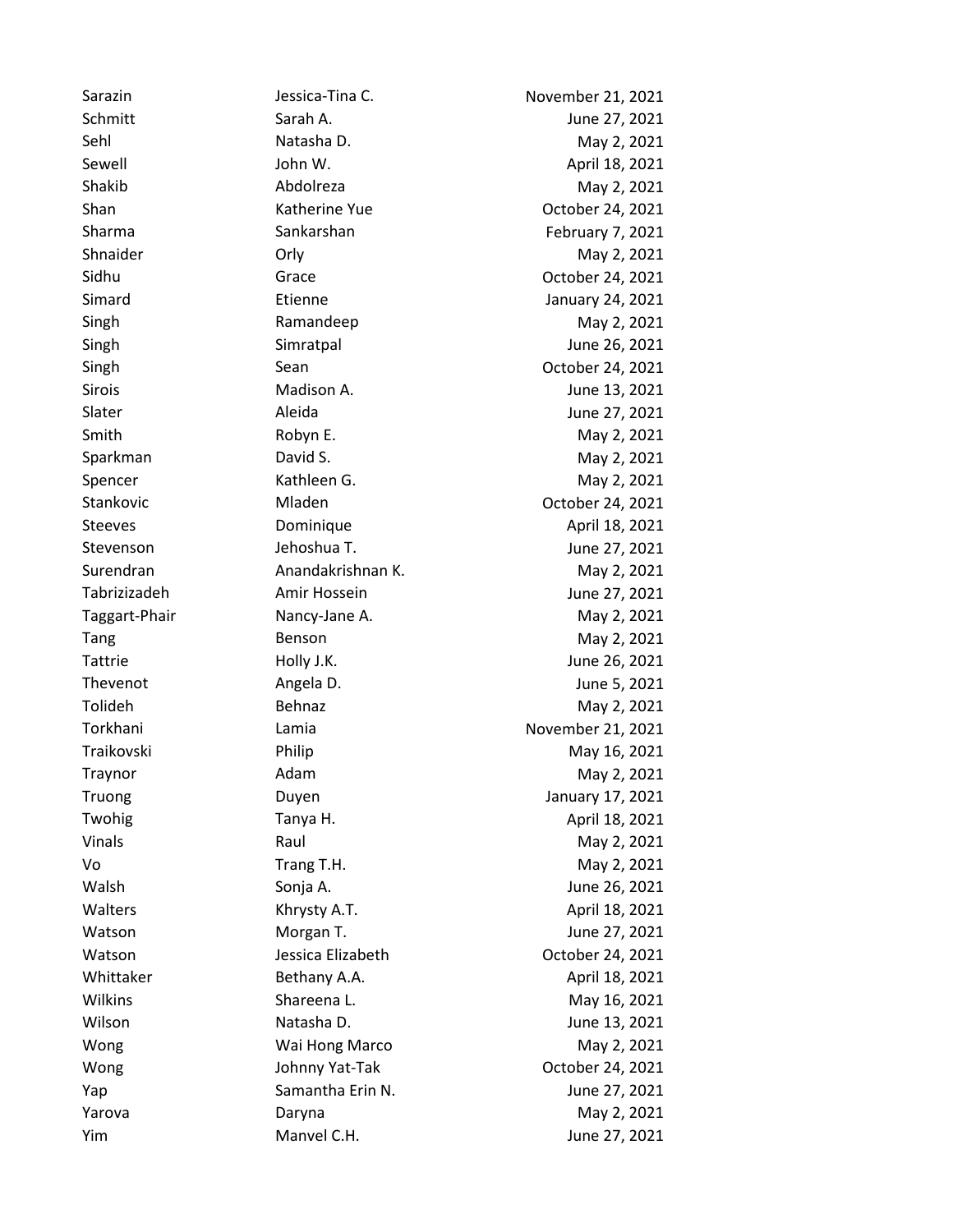| | | |
|---|---|---|
| Sarazin | Jessica-Tina C. | November 21, 2021 |
| Schmitt | Sarah A. | June 27, 2021 |
| Sehl | Natasha D. | May 2, 2021 |
| Sewell | John W. | April 18, 2021 |
| Shakib | Abdolreza | May 2, 2021 |
| Shan | Katherine Yue | October 24, 2021 |
| Sharma | Sankarshan | February 7, 2021 |
| Shnaider | Orly | May 2, 2021 |
| Sidhu | Grace | October 24, 2021 |
| Simard | Etienne | January 24, 2021 |
| Singh | Ramandeep | May 2, 2021 |
| Singh | Simratpal | June 26, 2021 |
| Singh | Sean | October 24, 2021 |
| Sirois | Madison A. | June 13, 2021 |
| Slater | Aleida | June 27, 2021 |
| Smith | Robyn E. | May 2, 2021 |
| Sparkman | David S. | May 2, 2021 |
| Spencer | Kathleen G. | May 2, 2021 |
| Stankovic | Mladen | October 24, 2021 |
| Steeves | Dominique | April 18, 2021 |
| Stevenson | Jehoshua T. | June 27, 2021 |
| Surendran | Anandakrishnan K. | May 2, 2021 |
| Tabrizizadeh | Amir Hossein | June 27, 2021 |
| Taggart-Phair | Nancy-Jane A. | May 2, 2021 |
| Tang | Benson | May 2, 2021 |
| Tattrie | Holly J.K. | June 26, 2021 |
| Thevenot | Angela D. | June 5, 2021 |
| Tolideh | Behnaz | May 2, 2021 |
| Torkhani | Lamia | November 21, 2021 |
| Traikovski | Philip | May 16, 2021 |
| Traynor | Adam | May 2, 2021 |
| Truong | Duyen | January 17, 2021 |
| Twohig | Tanya H. | April 18, 2021 |
| Vinals | Raul | May 2, 2021 |
| Vo | Trang T.H. | May 2, 2021 |
| Walsh | Sonja A. | June 26, 2021 |
| Walters | Khrysty A.T. | April 18, 2021 |
| Watson | Morgan T. | June 27, 2021 |
| Watson | Jessica Elizabeth | October 24, 2021 |
| Whittaker | Bethany A.A. | April 18, 2021 |
| Wilkins | Shareena L. | May 16, 2021 |
| Wilson | Natasha D. | June 13, 2021 |
| Wong | Wai Hong Marco | May 2, 2021 |
| Wong | Johnny Yat-Tak | October 24, 2021 |
| Yap | Samantha Erin N. | June 27, 2021 |
| Yarova | Daryna | May 2, 2021 |
| Yim | Manvel C.H. | June 27, 2021 |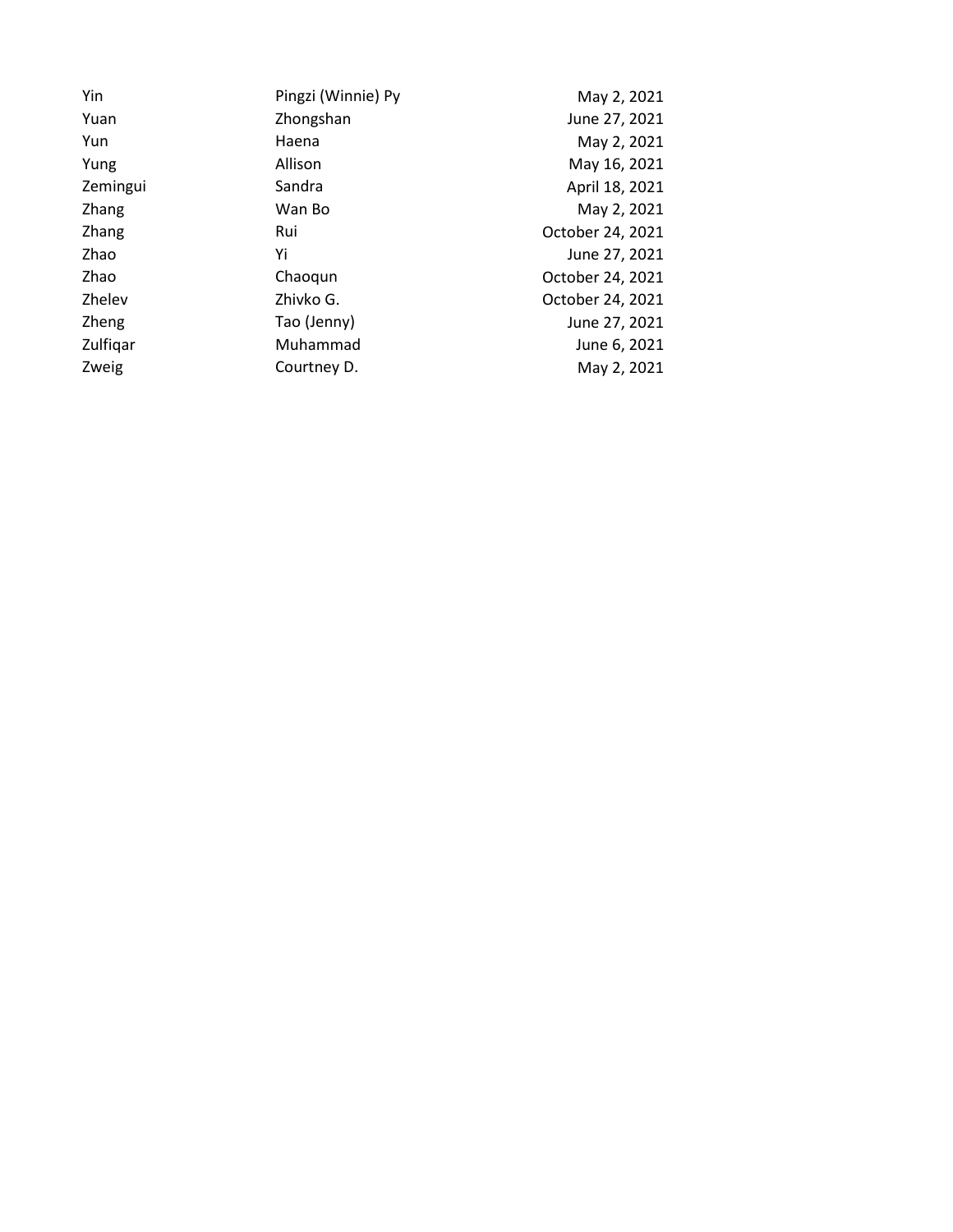| | | |
|---|---|---|
| Yin | Pingzi (Winnie) Py | May 2, 2021 |
| Yuan | Zhongshan | June 27, 2021 |
| Yun | Haena | May 2, 2021 |
| Yung | Allison | May 16, 2021 |
| Zemingui | Sandra | April 18, 2021 |
| Zhang | Wan Bo | May 2, 2021 |
| Zhang | Rui | October 24, 2021 |
| Zhao | Yi | June 27, 2021 |
| Zhao | Chaoqun | October 24, 2021 |
| Zhelev | Zhivko G. | October 24, 2021 |
| Zheng | Tao (Jenny) | June 27, 2021 |
| Zulfiqar | Muhammad | June 6, 2021 |
| Zweig | Courtney D. | May 2, 2021 |